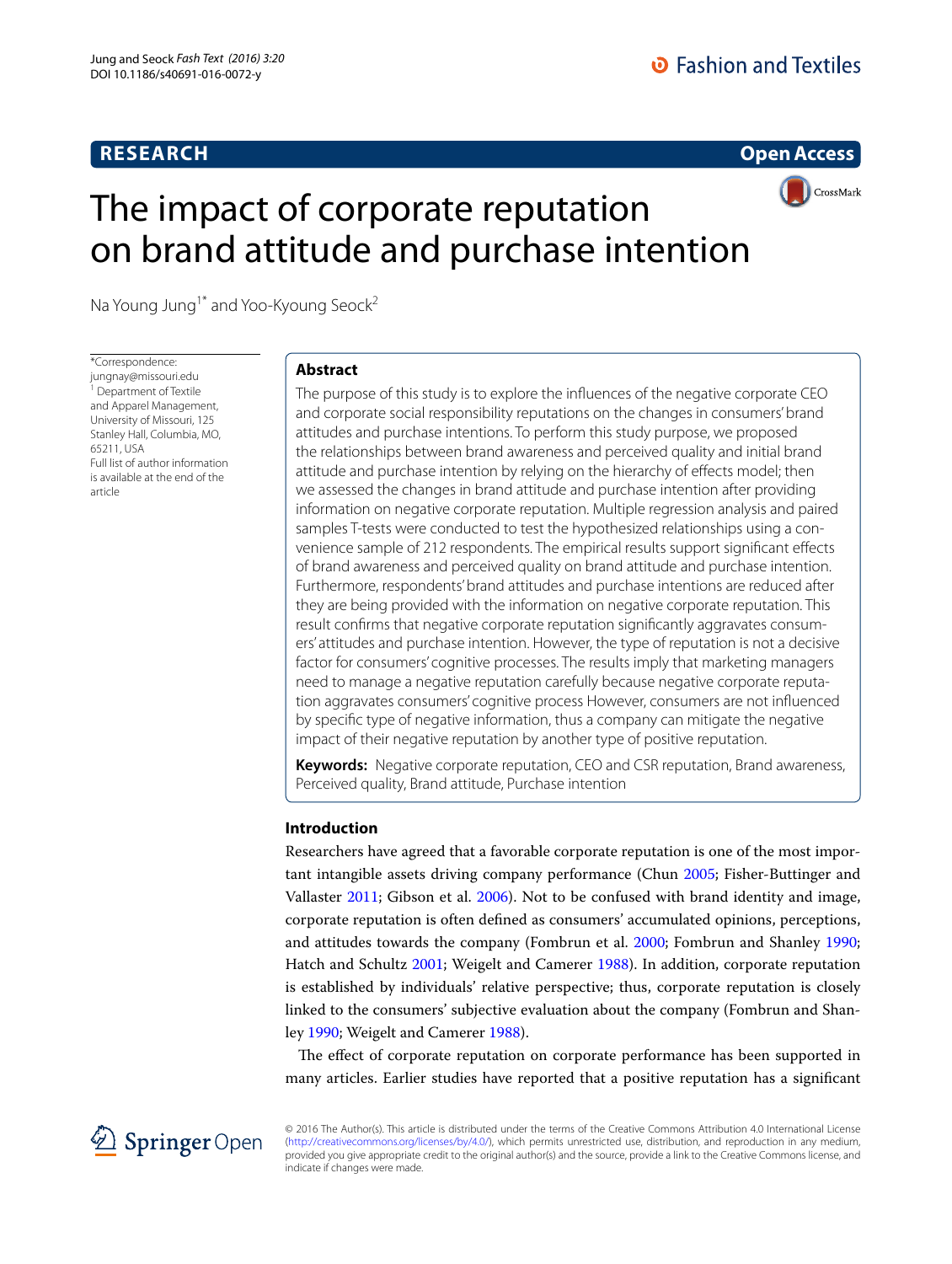RESEARCH

Open Access

# The impact of corporate reputation on brand attitude and purchase intention

Na Young Jung[1*] and Yoo-Kyoung Seock[2]

*Correspondence: jungnay@missouri.edu
[1] Department of Textile and Apparel Management, University of Missouri, 125 Stanley Hall, Columbia, MO, 65211, USA
Full list of author information is available at the end of the article

## Abstract

The purpose of this study is to explore the influences of the negative corporate CEO and corporate social responsibility reputations on the changes in consumers' brand attitudes and purchase intentions. To perform this study purpose, we proposed the relationships between brand awareness and perceived quality and initial brand attitude and purchase intention by relying on the hierarchy of effects model; then we assessed the changes in brand attitude and purchase intention after providing information on negative corporate reputation. Multiple regression analysis and paired samples T-tests were conducted to test the hypothesized relationships using a convenience sample of 212 respondents. The empirical results support significant effects of brand awareness and perceived quality on brand attitude and purchase intention. Furthermore, respondents' brand attitudes and purchase intentions are reduced after they are being provided with the information on negative corporate reputation. This result confirms that negative corporate reputation significantly aggravates consumers' attitudes and purchase intention. However, the type of reputation is not a decisive factor for consumers' cognitive processes. The results imply that marketing managers need to manage a negative reputation carefully because negative corporate reputation aggravates consumers' cognitive process However, consumers are not influenced by specific type of negative information, thus a company can mitigate the negative impact of their negative reputation by another type of positive reputation.

**Keywords:** Negative corporate reputation, CEO and CSR reputation, Brand awareness, Perceived quality, Brand attitude, Purchase intention

## Introduction

Researchers have agreed that a favorable corporate reputation is one of the most important intangible assets driving company performance (Chun 2005; Fisher-Buttinger and Vallaster 2011; Gibson et al. 2006). Not to be confused with brand identity and image, corporate reputation is often defined as consumers' accumulated opinions, perceptions, and attitudes towards the company (Fombrun et al. 2000; Fombrun and Shanley 1990; Hatch and Schultz 2001; Weigelt and Camerer 1988). In addition, corporate reputation is established by individuals' relative perspective; thus, corporate reputation is closely linked to the consumers' subjective evaluation about the company (Fombrun and Shanley 1990; Weigelt and Camerer 1988).

The effect of corporate reputation on corporate performance has been supported in many articles. Earlier studies have reported that a positive reputation has a significant

© 2016 The Author(s). This article is distributed under the terms of the Creative Commons Attribution 4.0 International License (http://creativecommons.org/licenses/by/4.0/), which permits unrestricted use, distribution, and reproduction in any medium, provided you give appropriate credit to the original author(s) and the source, provide a link to the Creative Commons license, and indicate if changes were made.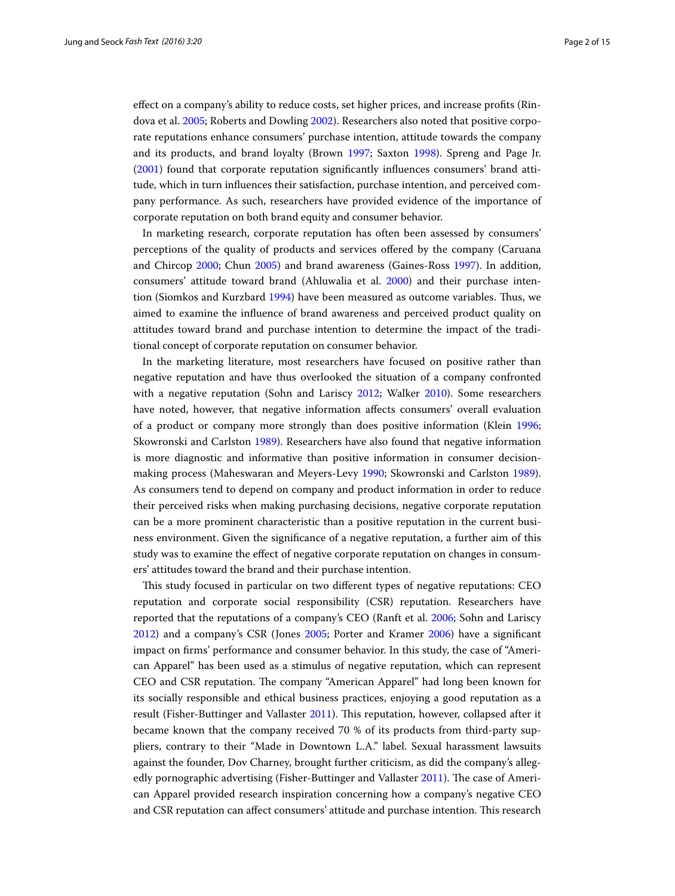effect on a company's ability to reduce costs, set higher prices, and increase profits (Rindova et al. 2005; Roberts and Dowling 2002). Researchers also noted that positive corporate reputations enhance consumers' purchase intention, attitude towards the company and its products, and brand loyalty (Brown 1997; Saxton 1998). Spreng and Page Jr. (2001) found that corporate reputation significantly influences consumers' brand attitude, which in turn influences their satisfaction, purchase intention, and perceived company performance. As such, researchers have provided evidence of the importance of corporate reputation on both brand equity and consumer behavior.

In marketing research, corporate reputation has often been assessed by consumers' perceptions of the quality of products and services offered by the company (Caruana and Chircop 2000; Chun 2005) and brand awareness (Gaines-Ross 1997). In addition, consumers' attitude toward brand (Ahluwalia et al. 2000) and their purchase intention (Siomkos and Kurzbard 1994) have been measured as outcome variables. Thus, we aimed to examine the influence of brand awareness and perceived product quality on attitudes toward brand and purchase intention to determine the impact of the traditional concept of corporate reputation on consumer behavior.

In the marketing literature, most researchers have focused on positive rather than negative reputation and have thus overlooked the situation of a company confronted with a negative reputation (Sohn and Lariscy 2012; Walker 2010). Some researchers have noted, however, that negative information affects consumers' overall evaluation of a product or company more strongly than does positive information (Klein 1996; Skowronski and Carlston 1989). Researchers have also found that negative information is more diagnostic and informative than positive information in consumer decision-making process (Maheswaran and Meyers-Levy 1990; Skowronski and Carlston 1989). As consumers tend to depend on company and product information in order to reduce their perceived risks when making purchasing decisions, negative corporate reputation can be a more prominent characteristic than a positive reputation in the current business environment. Given the significance of a negative reputation, a further aim of this study was to examine the effect of negative corporate reputation on changes in consumers' attitudes toward the brand and their purchase intention.

This study focused in particular on two different types of negative reputations: CEO reputation and corporate social responsibility (CSR) reputation. Researchers have reported that the reputations of a company's CEO (Ranft et al. 2006; Sohn and Lariscy 2012) and a company's CSR (Jones 2005; Porter and Kramer 2006) have a significant impact on firms' performance and consumer behavior. In this study, the case of "American Apparel" has been used as a stimulus of negative reputation, which can represent CEO and CSR reputation. The company "American Apparel" had long been known for its socially responsible and ethical business practices, enjoying a good reputation as a result (Fisher-Buttinger and Vallaster 2011). This reputation, however, collapsed after it became known that the company received 70 % of its products from third-party suppliers, contrary to their "Made in Downtown L.A." label. Sexual harassment lawsuits against the founder, Dov Charney, brought further criticism, as did the company's allegedly pornographic advertising (Fisher-Buttinger and Vallaster 2011). The case of American Apparel provided research inspiration concerning how a company's negative CEO and CSR reputation can affect consumers' attitude and purchase intention. This research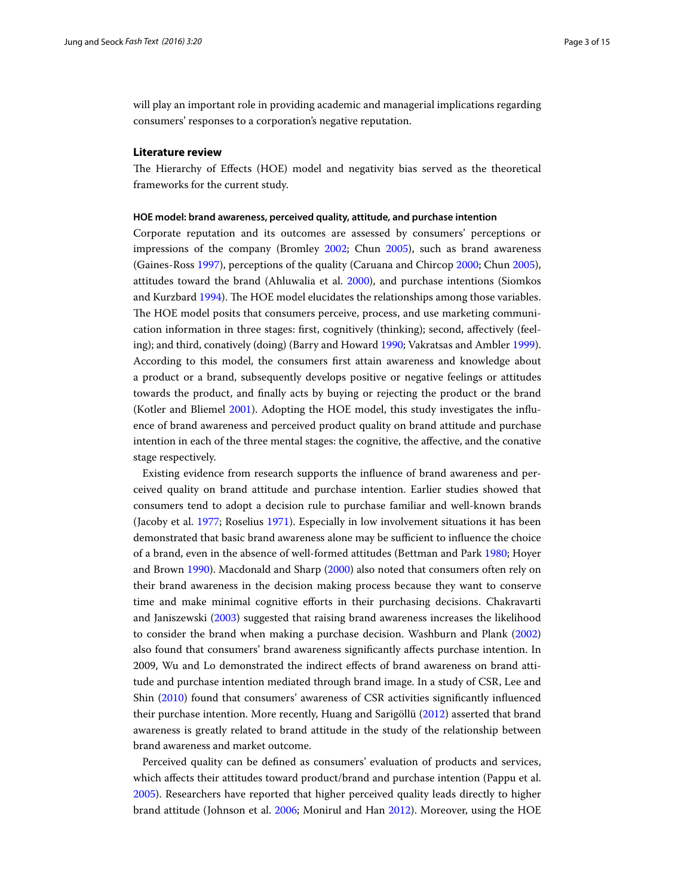will play an important role in providing academic and managerial implications regarding consumers' responses to a corporation's negative reputation.

## Literature review

The Hierarchy of Effects (HOE) model and negativity bias served as the theoretical frameworks for the current study.

### HOE model: brand awareness, perceived quality, attitude, and purchase intention

Corporate reputation and its outcomes are assessed by consumers' perceptions or impressions of the company (Bromley 2002; Chun 2005), such as brand awareness (Gaines-Ross 1997), perceptions of the quality (Caruana and Chircop 2000; Chun 2005), attitudes toward the brand (Ahluwalia et al. 2000), and purchase intentions (Siomkos and Kurzbard 1994). The HOE model elucidates the relationships among those variables. The HOE model posits that consumers perceive, process, and use marketing communication information in three stages: first, cognitively (thinking); second, affectively (feeling); and third, conatively (doing) (Barry and Howard 1990; Vakratsas and Ambler 1999). According to this model, the consumers first attain awareness and knowledge about a product or a brand, subsequently develops positive or negative feelings or attitudes towards the product, and finally acts by buying or rejecting the product or the brand (Kotler and Bliemel 2001). Adopting the HOE model, this study investigates the influence of brand awareness and perceived product quality on brand attitude and purchase intention in each of the three mental stages: the cognitive, the affective, and the conative stage respectively.

Existing evidence from research supports the influence of brand awareness and perceived quality on brand attitude and purchase intention. Earlier studies showed that consumers tend to adopt a decision rule to purchase familiar and well-known brands (Jacoby et al. 1977; Roselius 1971). Especially in low involvement situations it has been demonstrated that basic brand awareness alone may be sufficient to influence the choice of a brand, even in the absence of well-formed attitudes (Bettman and Park 1980; Hoyer and Brown 1990). Macdonald and Sharp (2000) also noted that consumers often rely on their brand awareness in the decision making process because they want to conserve time and make minimal cognitive efforts in their purchasing decisions. Chakravarti and Janiszewski (2003) suggested that raising brand awareness increases the likelihood to consider the brand when making a purchase decision. Washburn and Plank (2002) also found that consumers' brand awareness significantly affects purchase intention. In 2009, Wu and Lo demonstrated the indirect effects of brand awareness on brand attitude and purchase intention mediated through brand image. In a study of CSR, Lee and Shin (2010) found that consumers' awareness of CSR activities significantly influenced their purchase intention. More recently, Huang and Sarigöllü (2012) asserted that brand awareness is greatly related to brand attitude in the study of the relationship between brand awareness and market outcome.

Perceived quality can be defined as consumers' evaluation of products and services, which affects their attitudes toward product/brand and purchase intention (Pappu et al. 2005). Researchers have reported that higher perceived quality leads directly to higher brand attitude (Johnson et al. 2006; Monirul and Han 2012). Moreover, using the HOE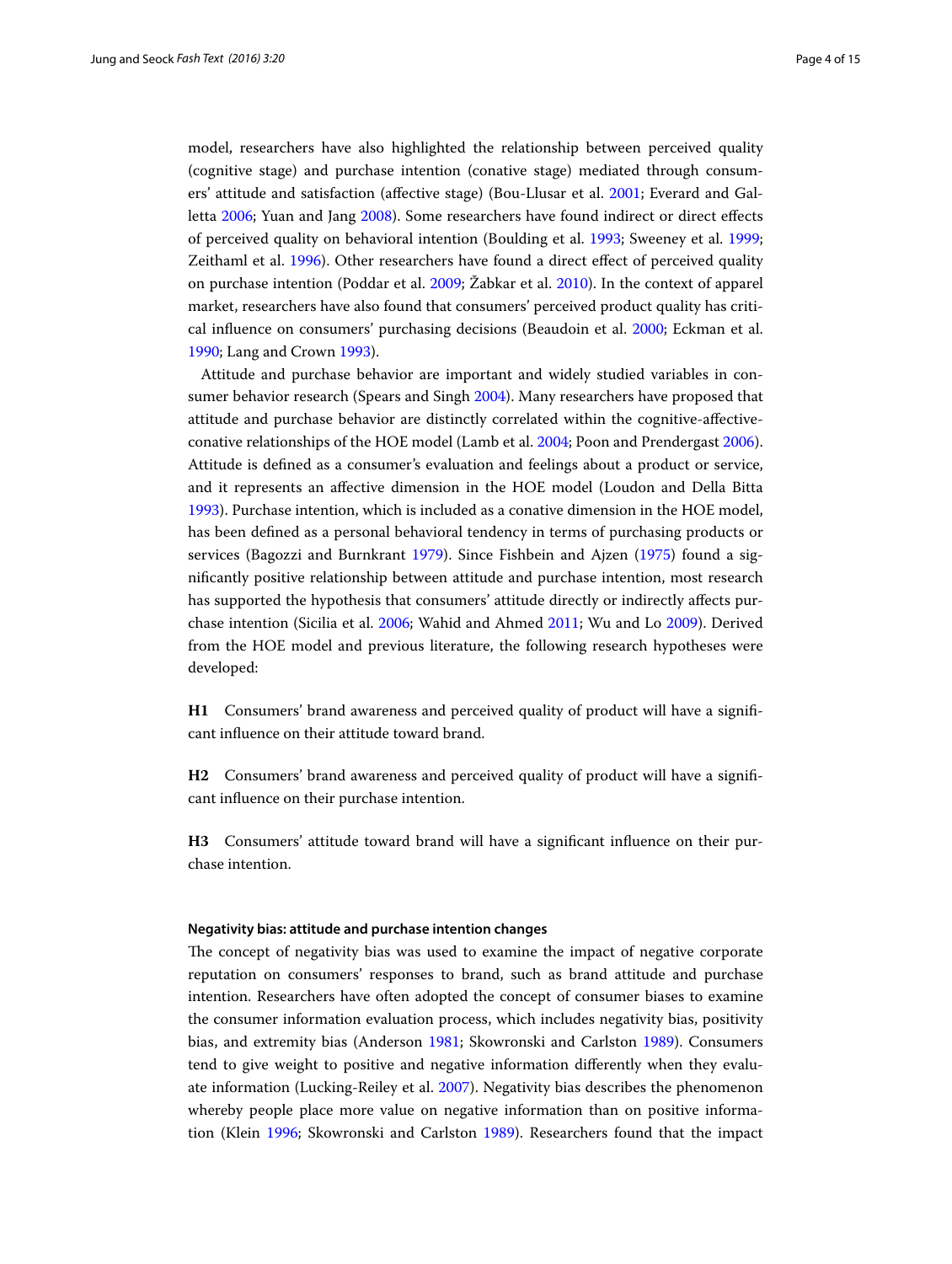model, researchers have also highlighted the relationship between perceived quality (cognitive stage) and purchase intention (conative stage) mediated through consumers' attitude and satisfaction (affective stage) (Bou-Llusar et al. 2001; Everard and Galletta 2006; Yuan and Jang 2008). Some researchers have found indirect or direct effects of perceived quality on behavioral intention (Boulding et al. 1993; Sweeney et al. 1999; Zeithaml et al. 1996). Other researchers have found a direct effect of perceived quality on purchase intention (Poddar et al. 2009; Žabkar et al. 2010). In the context of apparel market, researchers have also found that consumers' perceived product quality has critical influence on consumers' purchasing decisions (Beaudoin et al. 2000; Eckman et al. 1990; Lang and Crown 1993).

Attitude and purchase behavior are important and widely studied variables in consumer behavior research (Spears and Singh 2004). Many researchers have proposed that attitude and purchase behavior are distinctly correlated within the cognitive-affective-conative relationships of the HOE model (Lamb et al. 2004; Poon and Prendergast 2006). Attitude is defined as a consumer's evaluation and feelings about a product or service, and it represents an affective dimension in the HOE model (Loudon and Della Bitta 1993). Purchase intention, which is included as a conative dimension in the HOE model, has been defined as a personal behavioral tendency in terms of purchasing products or services (Bagozzi and Burnkrant 1979). Since Fishbein and Ajzen (1975) found a significantly positive relationship between attitude and purchase intention, most research has supported the hypothesis that consumers' attitude directly or indirectly affects purchase intention (Sicilia et al. 2006; Wahid and Ahmed 2011; Wu and Lo 2009). Derived from the HOE model and previous literature, the following research hypotheses were developed:

**H1** Consumers' brand awareness and perceived quality of product will have a significant influence on their attitude toward brand.

**H2** Consumers' brand awareness and perceived quality of product will have a significant influence on their purchase intention.

**H3** Consumers' attitude toward brand will have a significant influence on their purchase intention.

### Negativity bias: attitude and purchase intention changes

The concept of negativity bias was used to examine the impact of negative corporate reputation on consumers' responses to brand, such as brand attitude and purchase intention. Researchers have often adopted the concept of consumer biases to examine the consumer information evaluation process, which includes negativity bias, positivity bias, and extremity bias (Anderson 1981; Skowronski and Carlston 1989). Consumers tend to give weight to positive and negative information differently when they evaluate information (Lucking-Reiley et al. 2007). Negativity bias describes the phenomenon whereby people place more value on negative information than on positive information (Klein 1996; Skowronski and Carlston 1989). Researchers found that the impact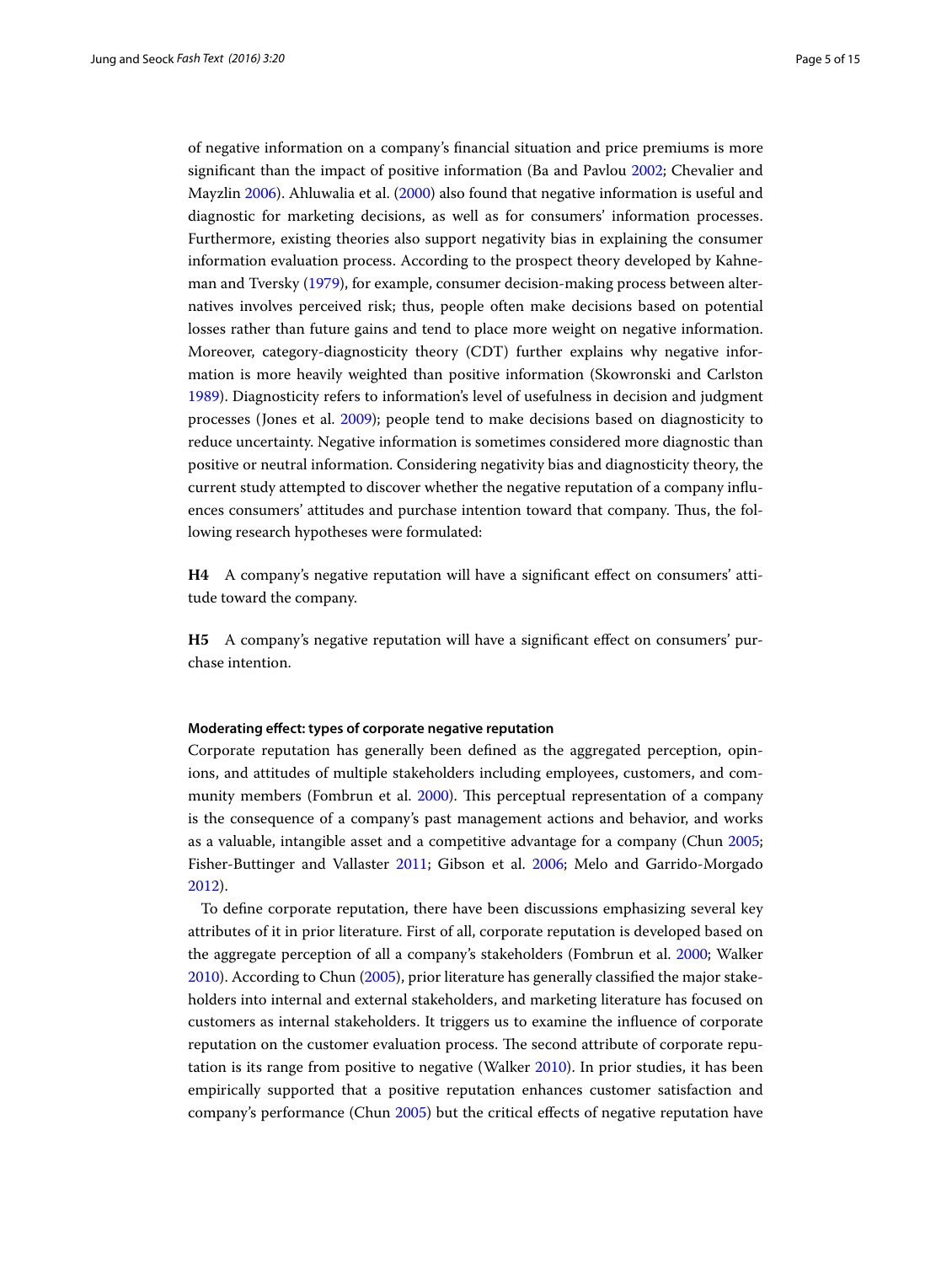of negative information on a company's financial situation and price premiums is more significant than the impact of positive information (Ba and Pavlou 2002; Chevalier and Mayzlin 2006). Ahluwalia et al. (2000) also found that negative information is useful and diagnostic for marketing decisions, as well as for consumers' information processes. Furthermore, existing theories also support negativity bias in explaining the consumer information evaluation process. According to the prospect theory developed by Kahneman and Tversky (1979), for example, consumer decision-making process between alternatives involves perceived risk; thus, people often make decisions based on potential losses rather than future gains and tend to place more weight on negative information. Moreover, category-diagnosticity theory (CDT) further explains why negative information is more heavily weighted than positive information (Skowronski and Carlston 1989). Diagnosticity refers to information's level of usefulness in decision and judgment processes (Jones et al. 2009); people tend to make decisions based on diagnosticity to reduce uncertainty. Negative information is sometimes considered more diagnostic than positive or neutral information. Considering negativity bias and diagnosticity theory, the current study attempted to discover whether the negative reputation of a company influences consumers' attitudes and purchase intention toward that company. Thus, the following research hypotheses were formulated:

**H4** A company's negative reputation will have a significant effect on consumers' attitude toward the company.

**H5** A company's negative reputation will have a significant effect on consumers' purchase intention.

#### Moderating effect: types of corporate negative reputation

Corporate reputation has generally been defined as the aggregated perception, opinions, and attitudes of multiple stakeholders including employees, customers, and community members (Fombrun et al. 2000). This perceptual representation of a company is the consequence of a company's past management actions and behavior, and works as a valuable, intangible asset and a competitive advantage for a company (Chun 2005; Fisher-Buttinger and Vallaster 2011; Gibson et al. 2006; Melo and Garrido-Morgado 2012).

To define corporate reputation, there have been discussions emphasizing several key attributes of it in prior literature. First of all, corporate reputation is developed based on the aggregate perception of all a company's stakeholders (Fombrun et al. 2000; Walker 2010). According to Chun (2005), prior literature has generally classified the major stakeholders into internal and external stakeholders, and marketing literature has focused on customers as internal stakeholders. It triggers us to examine the influence of corporate reputation on the customer evaluation process. The second attribute of corporate reputation is its range from positive to negative (Walker 2010). In prior studies, it has been empirically supported that a positive reputation enhances customer satisfaction and company's performance (Chun 2005) but the critical effects of negative reputation have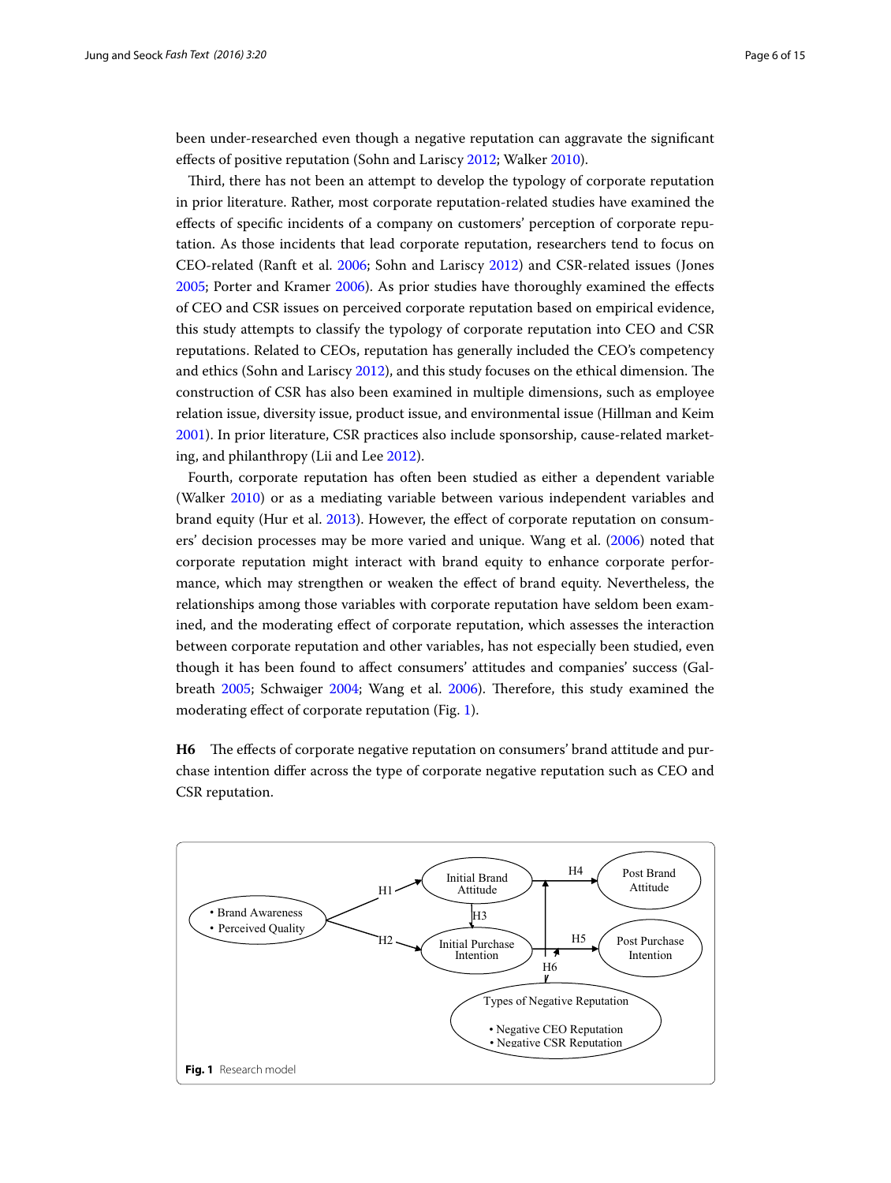been under-researched even though a negative reputation can aggravate the significant effects of positive reputation (Sohn and Lariscy 2012; Walker 2010).

Third, there has not been an attempt to develop the typology of corporate reputation in prior literature. Rather, most corporate reputation-related studies have examined the effects of specific incidents of a company on customers' perception of corporate reputation. As those incidents that lead corporate reputation, researchers tend to focus on CEO-related (Ranft et al. 2006; Sohn and Lariscy 2012) and CSR-related issues (Jones 2005; Porter and Kramer 2006). As prior studies have thoroughly examined the effects of CEO and CSR issues on perceived corporate reputation based on empirical evidence, this study attempts to classify the typology of corporate reputation into CEO and CSR reputations. Related to CEOs, reputation has generally included the CEO's competency and ethics (Sohn and Lariscy 2012), and this study focuses on the ethical dimension. The construction of CSR has also been examined in multiple dimensions, such as employee relation issue, diversity issue, product issue, and environmental issue (Hillman and Keim 2001). In prior literature, CSR practices also include sponsorship, cause-related marketing, and philanthropy (Lii and Lee 2012).

Fourth, corporate reputation has often been studied as either a dependent variable (Walker 2010) or as a mediating variable between various independent variables and brand equity (Hur et al. 2013). However, the effect of corporate reputation on consumers' decision processes may be more varied and unique. Wang et al. (2006) noted that corporate reputation might interact with brand equity to enhance corporate performance, which may strengthen or weaken the effect of brand equity. Nevertheless, the relationships among those variables with corporate reputation have seldom been examined, and the moderating effect of corporate reputation, which assesses the interaction between corporate reputation and other variables, has not especially been studied, even though it has been found to affect consumers' attitudes and companies' success (Galbreath 2005; Schwaiger 2004; Wang et al. 2006). Therefore, this study examined the moderating effect of corporate reputation (Fig. 1).

**H6** The effects of corporate negative reputation on consumers' brand attitude and purchase intention differ across the type of corporate negative reputation such as CEO and CSR reputation.

**Fig. 1** Research model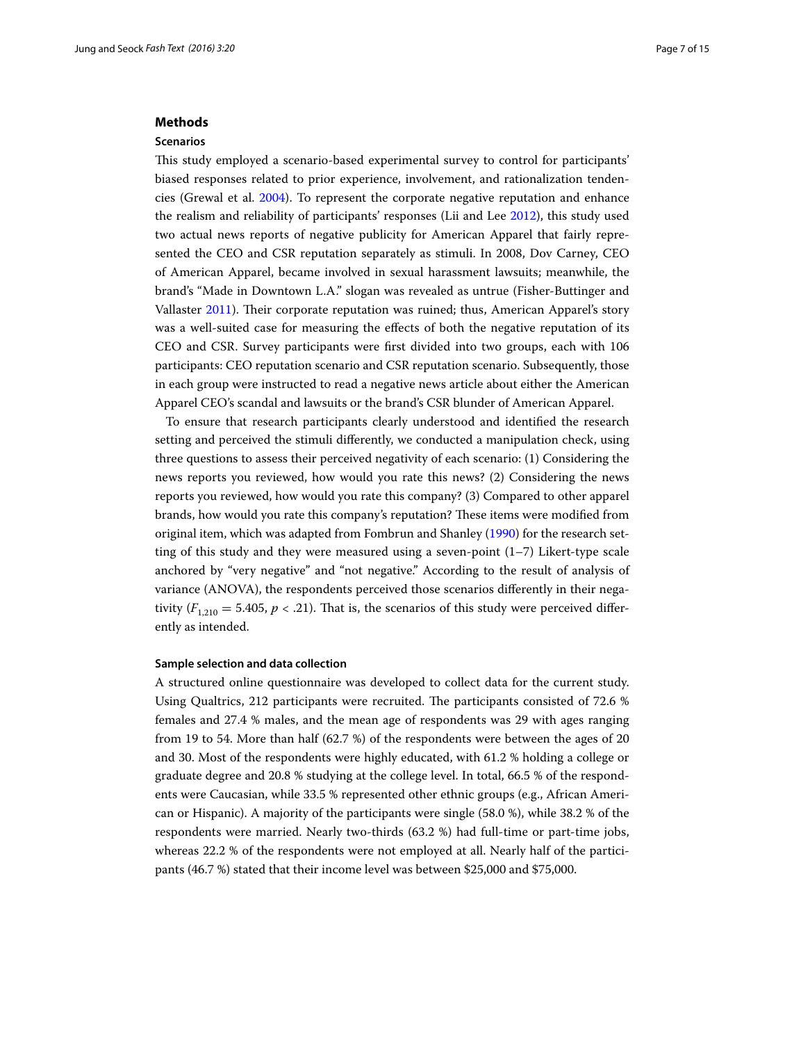## Methods

### Scenarios

This study employed a scenario-based experimental survey to control for participants' biased responses related to prior experience, involvement, and rationalization tendencies (Grewal et al. 2004). To represent the corporate negative reputation and enhance the realism and reliability of participants' responses (Lii and Lee 2012), this study used two actual news reports of negative publicity for American Apparel that fairly represented the CEO and CSR reputation separately as stimuli. In 2008, Dov Carney, CEO of American Apparel, became involved in sexual harassment lawsuits; meanwhile, the brand's "Made in Downtown L.A." slogan was revealed as untrue (Fisher-Buttinger and Vallaster 2011). Their corporate reputation was ruined; thus, American Apparel's story was a well-suited case for measuring the effects of both the negative reputation of its CEO and CSR. Survey participants were first divided into two groups, each with 106 participants: CEO reputation scenario and CSR reputation scenario. Subsequently, those in each group were instructed to read a negative news article about either the American Apparel CEO's scandal and lawsuits or the brand's CSR blunder of American Apparel.

To ensure that research participants clearly understood and identified the research setting and perceived the stimuli differently, we conducted a manipulation check, using three questions to assess their perceived negativity of each scenario: (1) Considering the news reports you reviewed, how would you rate this news? (2) Considering the news reports you reviewed, how would you rate this company? (3) Compared to other apparel brands, how would you rate this company's reputation? These items were modified from original item, which was adapted from Fombrun and Shanley (1990) for the research setting of this study and they were measured using a seven-point (1–7) Likert-type scale anchored by "very negative" and "not negative." According to the result of analysis of variance (ANOVA), the respondents perceived those scenarios differently in their negativity ($F_{1,210} = 5.405$, $p < .21$). That is, the scenarios of this study were perceived differently as intended.

### Sample selection and data collection

A structured online questionnaire was developed to collect data for the current study. Using Qualtrics, 212 participants were recruited. The participants consisted of 72.6 % females and 27.4 % males, and the mean age of respondents was 29 with ages ranging from 19 to 54. More than half (62.7 %) of the respondents were between the ages of 20 and 30. Most of the respondents were highly educated, with 61.2 % holding a college or graduate degree and 20.8 % studying at the college level. In total, 66.5 % of the respondents were Caucasian, while 33.5 % represented other ethnic groups (e.g., African American or Hispanic). A majority of the participants were single (58.0 %), while 38.2 % of the respondents were married. Nearly two-thirds (63.2 %) had full-time or part-time jobs, whereas 22.2 % of the respondents were not employed at all. Nearly half of the participants (46.7 %) stated that their income level was between $25,000 and $75,000.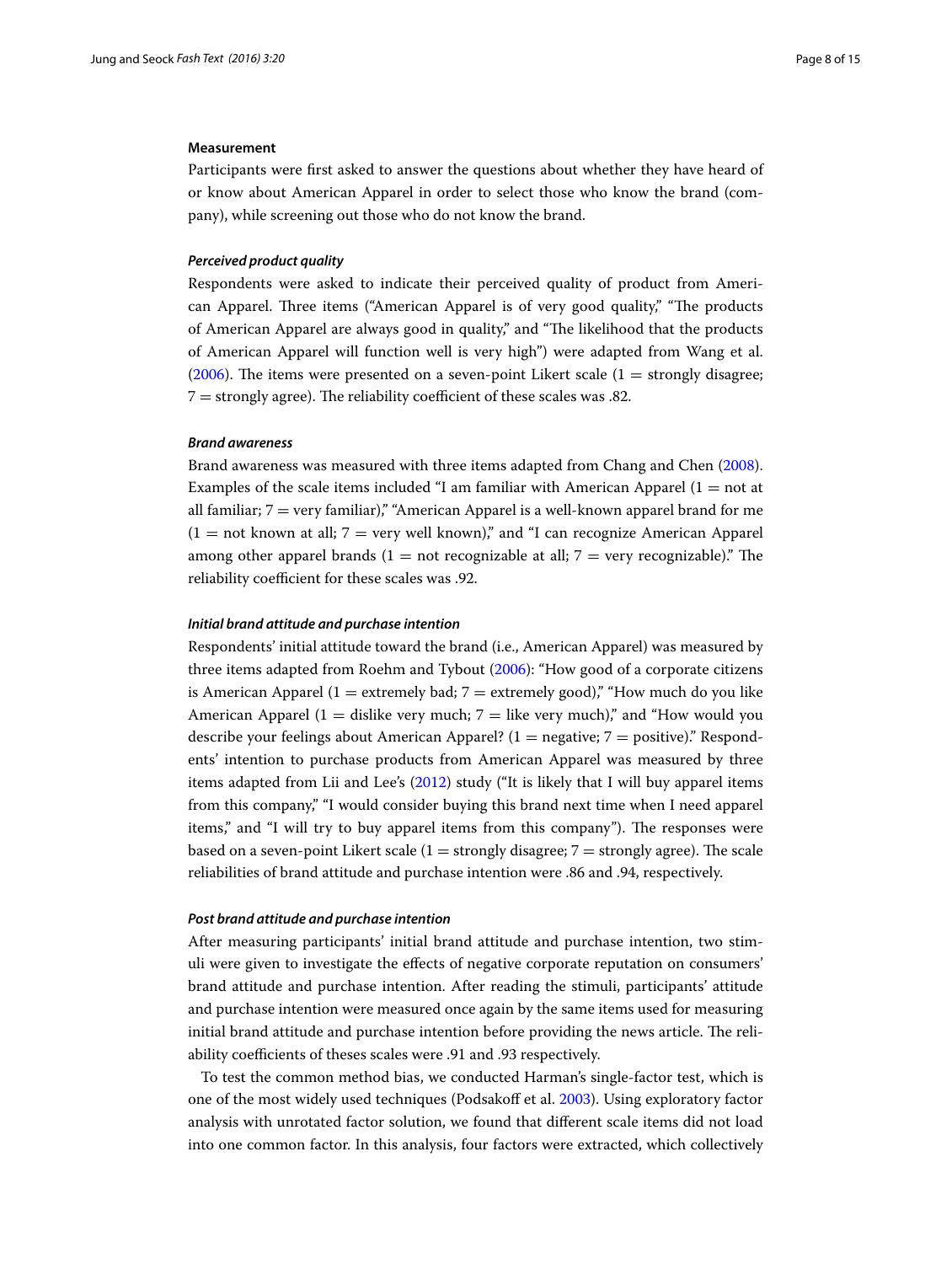### Measurement

Participants were first asked to answer the questions about whether they have heard of or know about American Apparel in order to select those who know the brand (company), while screening out those who do not know the brand.

#### *Perceived product quality*

Respondents were asked to indicate their perceived quality of product from American Apparel. Three items ("American Apparel is of very good quality," "The products of American Apparel are always good in quality," and "The likelihood that the products of American Apparel will function well is very high") were adapted from Wang et al. (2006). The items were presented on a seven-point Likert scale (1 = strongly disagree; 7 = strongly agree). The reliability coefficient of these scales was .82.

#### *Brand awareness*

Brand awareness was measured with three items adapted from Chang and Chen (2008). Examples of the scale items included "I am familiar with American Apparel (1 = not at all familiar; 7 = very familiar)," "American Apparel is a well-known apparel brand for me (1 = not known at all; 7 = very well known)," and "I can recognize American Apparel among other apparel brands (1 = not recognizable at all; 7 = very recognizable)." The reliability coefficient for these scales was .92.

#### *Initial brand attitude and purchase intention*

Respondents' initial attitude toward the brand (i.e., American Apparel) was measured by three items adapted from Roehm and Tybout (2006): "How good of a corporate citizens is American Apparel (1 = extremely bad; 7 = extremely good)," "How much do you like American Apparel (1 = dislike very much; 7 = like very much)," and "How would you describe your feelings about American Apparel? (1 = negative; 7 = positive)." Respondents' intention to purchase products from American Apparel was measured by three items adapted from Lii and Lee's (2012) study ("It is likely that I will buy apparel items from this company," "I would consider buying this brand next time when I need apparel items," and "I will try to buy apparel items from this company"). The responses were based on a seven-point Likert scale (1 = strongly disagree; 7 = strongly agree). The scale reliabilities of brand attitude and purchase intention were .86 and .94, respectively.

#### *Post brand attitude and purchase intention*

After measuring participants' initial brand attitude and purchase intention, two stimuli were given to investigate the effects of negative corporate reputation on consumers' brand attitude and purchase intention. After reading the stimuli, participants' attitude and purchase intention were measured once again by the same items used for measuring initial brand attitude and purchase intention before providing the news article. The reliability coefficients of theses scales were .91 and .93 respectively.

To test the common method bias, we conducted Harman's single-factor test, which is one of the most widely used techniques (Podsakoff et al. 2003). Using exploratory factor analysis with unrotated factor solution, we found that different scale items did not load into one common factor. In this analysis, four factors were extracted, which collectively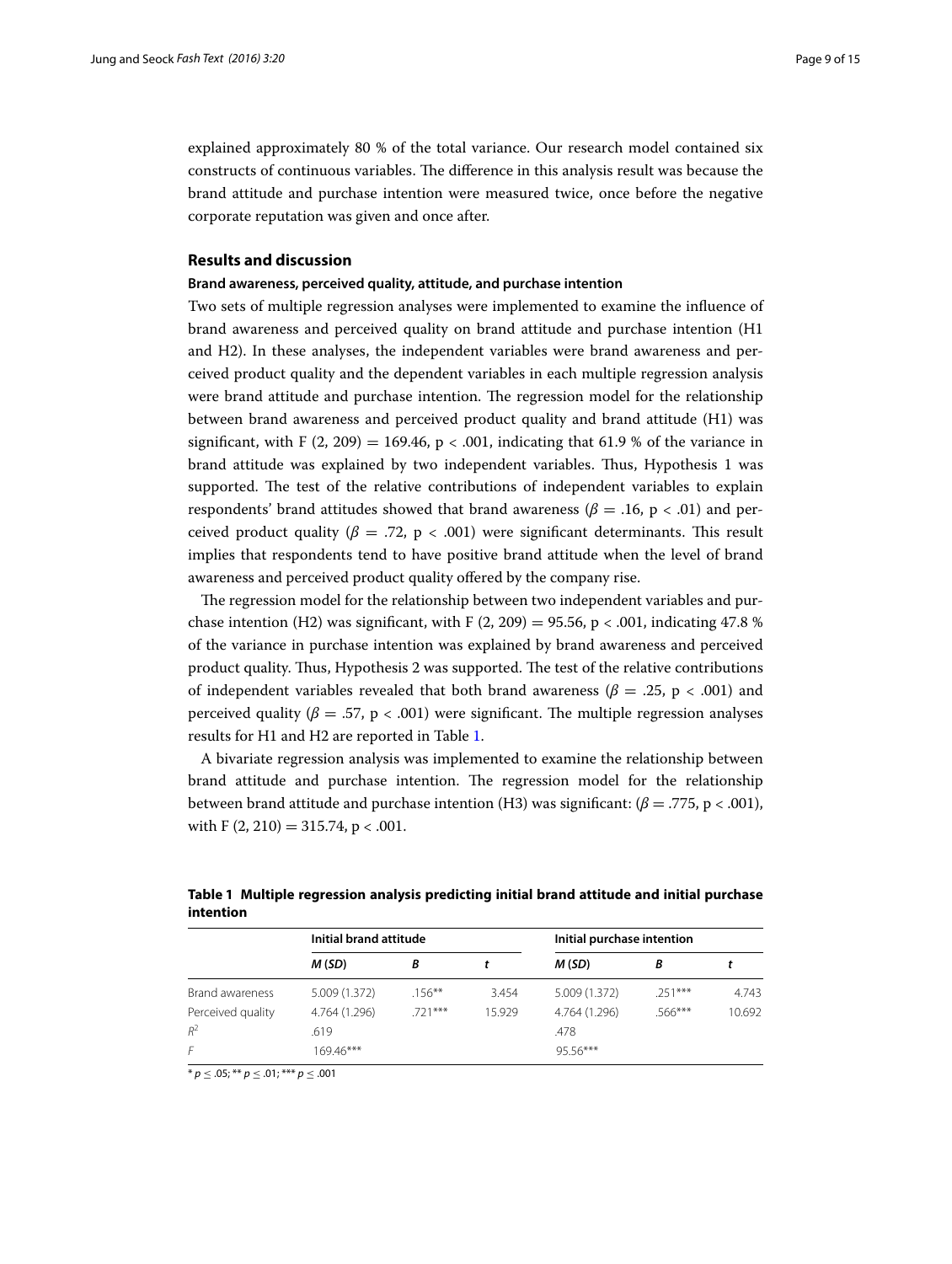explained approximately 80 % of the total variance. Our research model contained six constructs of continuous variables. The difference in this analysis result was because the brand attitude and purchase intention were measured twice, once before the negative corporate reputation was given and once after.

## Results and discussion

### Brand awareness, perceived quality, attitude, and purchase intention

Two sets of multiple regression analyses were implemented to examine the influence of brand awareness and perceived quality on brand attitude and purchase intention (H1 and H2). In these analyses, the independent variables were brand awareness and perceived product quality and the dependent variables in each multiple regression analysis were brand attitude and purchase intention. The regression model for the relationship between brand awareness and perceived product quality and brand attitude (H1) was significant, with $F(2, 209) = 169.46$, $p < .001$, indicating that 61.9 % of the variance in brand attitude was explained by two independent variables. Thus, Hypothesis 1 was supported. The test of the relative contributions of independent variables to explain respondents' brand attitudes showed that brand awareness ($\beta = .16$, $p < .01$) and perceived product quality ($\beta = .72$, $p < .001$) were significant determinants. This result implies that respondents tend to have positive brand attitude when the level of brand awareness and perceived product quality offered by the company rise.

The regression model for the relationship between two independent variables and purchase intention (H2) was significant, with $F(2, 209) = 95.56$, $p < .001$, indicating 47.8 % of the variance in purchase intention was explained by brand awareness and perceived product quality. Thus, Hypothesis 2 was supported. The test of the relative contributions of independent variables revealed that both brand awareness ($\beta = .25$, $p < .001$) and perceived quality ($\beta = .57$, $p < .001$) were significant. The multiple regression analyses results for H1 and H2 are reported in Table 1.

A bivariate regression analysis was implemented to examine the relationship between brand attitude and purchase intention. The regression model for the relationship between brand attitude and purchase intention (H3) was significant: ($\beta = .775$, $p < .001$), with $F(2, 210) = 315.74$, $p < .001$.

**Table 1 Multiple regression analysis predicting initial brand attitude and initial purchase intention**

| | Initial brand attitude | | | Initial purchase intention | | |
|---|---|---|---|---|---|---|
| | *M* (*SD*) | *B* | *t* | *M* (*SD*) | *B* | *t* |
| Brand awareness | 5.009 (1.372) | .156** | 3.454 | 5.009 (1.372) | .251*** | 4.743 |
| Perceived quality | 4.764 (1.296) | .721*** | 15.929 | 4.764 (1.296) | .566*** | 10.692 |
| $R^2$ | .619 | | | .478 | | |
| *F* | 169.46*** | | | 95.56*** | | |

* $p \leq .05$; ** $p \leq .01$; *** $p \leq .001$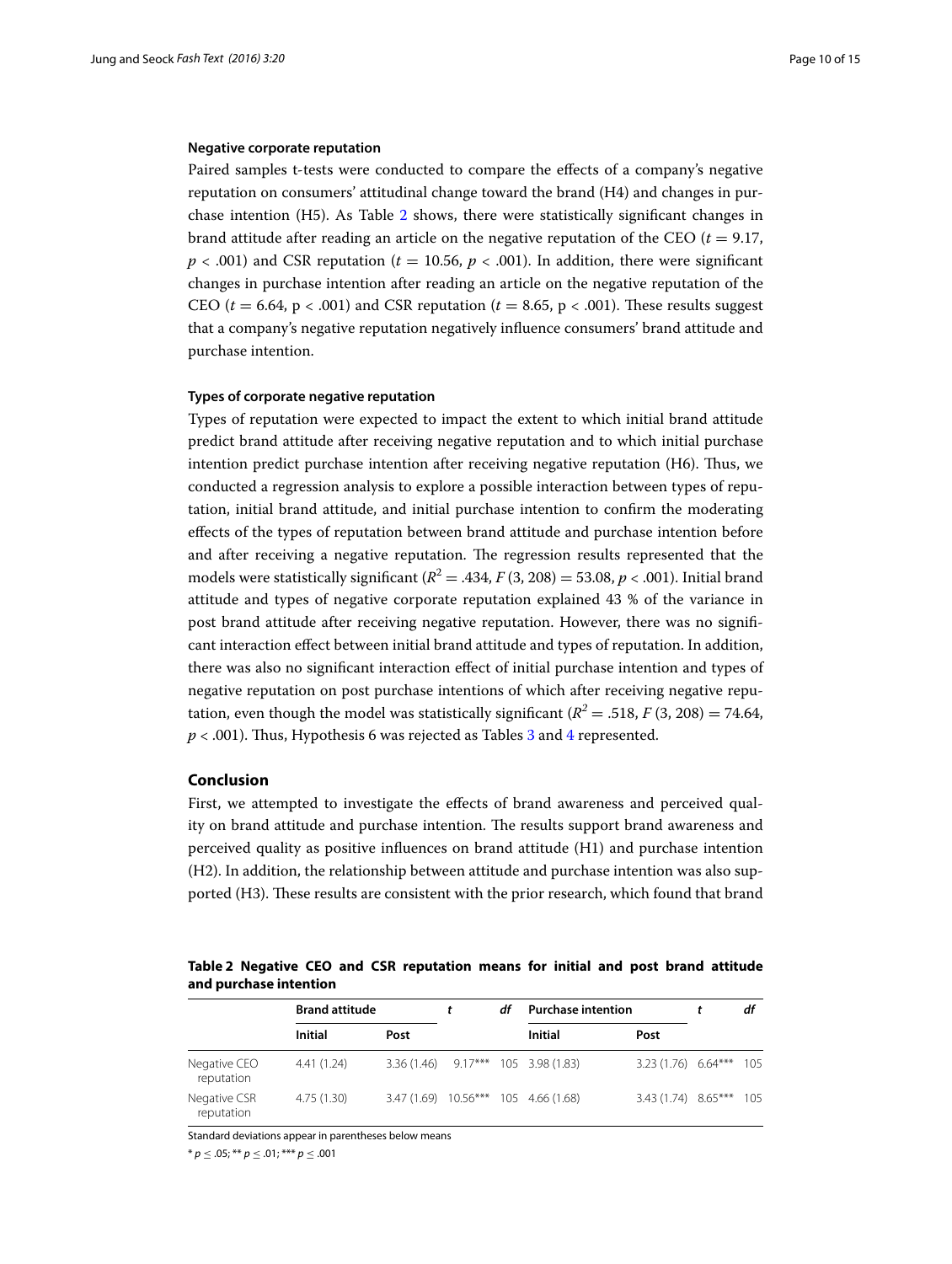#### Negative corporate reputation

Paired samples t-tests were conducted to compare the effects of a company's negative reputation on consumers' attitudinal change toward the brand (H4) and changes in purchase intention (H5). As Table 2 shows, there were statistically significant changes in brand attitude after reading an article on the negative reputation of the CEO ($t = 9.17$, $p < .001$) and CSR reputation ($t = 10.56$, $p < .001$). In addition, there were significant changes in purchase intention after reading an article on the negative reputation of the CEO ($t = 6.64$, $p < .001$) and CSR reputation ($t = 8.65$, $p < .001$). These results suggest that a company's negative reputation negatively influence consumers' brand attitude and purchase intention.

#### Types of corporate negative reputation

Types of reputation were expected to impact the extent to which initial brand attitude predict brand attitude after receiving negative reputation and to which initial purchase intention predict purchase intention after receiving negative reputation (H6). Thus, we conducted a regression analysis to explore a possible interaction between types of reputation, initial brand attitude, and initial purchase intention to confirm the moderating effects of the types of reputation between brand attitude and purchase intention before and after receiving a negative reputation. The regression results represented that the models were statistically significant ($R^2 = .434$, $F\,(3, 208) = 53.08$, $p < .001$). Initial brand attitude and types of negative corporate reputation explained 43 % of the variance in post brand attitude after receiving negative reputation. However, there was no significant interaction effect between initial brand attitude and types of reputation. In addition, there was also no significant interaction effect of initial purchase intention and types of negative reputation on post purchase intentions of which after receiving negative reputation, even though the model was statistically significant ($R^2 = .518$, $F\,(3, 208) = 74.64$, $p < .001$). Thus, Hypothesis 6 was rejected as Tables 3 and 4 represented.

## Conclusion

First, we attempted to investigate the effects of brand awareness and perceived quality on brand attitude and purchase intention. The results support brand awareness and perceived quality as positive influences on brand attitude (H1) and purchase intention (H2). In addition, the relationship between attitude and purchase intention was also supported (H3). These results are consistent with the prior research, which found that brand

**Table 2 Negative CEO and CSR reputation means for initial and post brand attitude and purchase intention**

| | Brand attitude | | *t* | *df* | Purchase intention | | *t* | *df* |
|---|---|---|---|---|---|---|---|---|
| | Initial | Post | | | Initial | Post | | |
| Negative CEO reputation | 4.41 (1.24) | 3.36 (1.46) | 9.17*** | 105 | 3.98 (1.83) | 3.23 (1.76) | 6.64*** | 105 |
| Negative CSR reputation | 4.75 (1.30) | 3.47 (1.69) | 10.56*** | 105 | 4.66 (1.68) | 3.43 (1.74) | 8.65*** | 105 |

Standard deviations appear in parentheses below means

* $p \leq .05$; ** $p \leq .01$; *** $p \leq .001$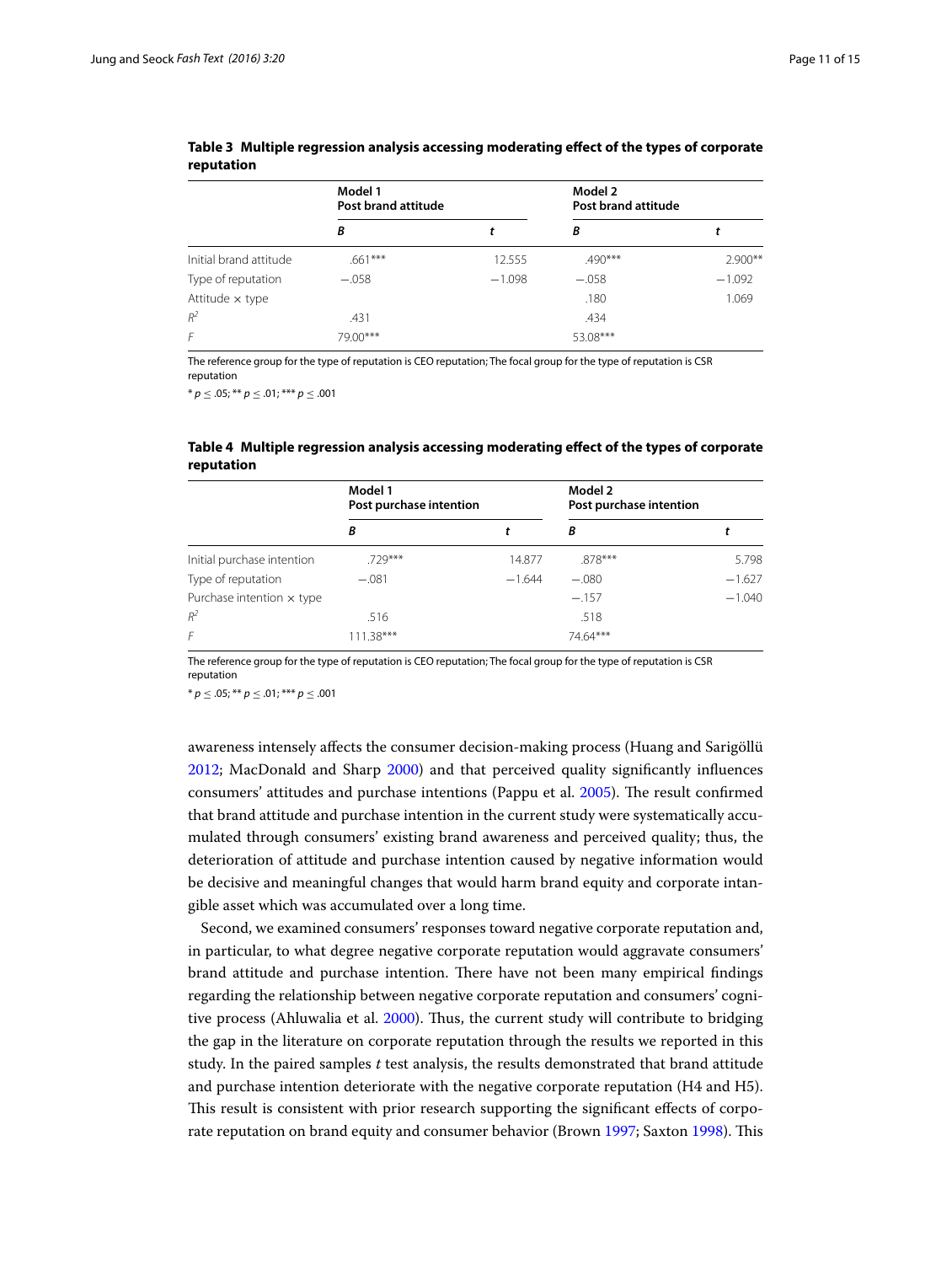**Table 3 Multiple regression analysis accessing moderating effect of the types of corporate reputation**

| | Model 1 Post brand attitude | | Model 2 Post brand attitude | |
|---|---|---|---|---|
| | *B* | *t* | *B* | *t* |
| Initial brand attitude | .661*** | 12.555 | .490*** | 2.900** |
| Type of reputation | −.058 | −1.098 | −.058 | −1.092 |
| Attitude × type | | | .180 | 1.069 |
| $R^2$ | .431 | | .434 | |
| *F* | 79.00*** | | 53.08*** | |

The reference group for the type of reputation is CEO reputation; The focal group for the type of reputation is CSR reputation

\* $p \leq .05$; \*\* $p \leq .01$; \*\*\* $p \leq .001$

**Table 4 Multiple regression analysis accessing moderating effect of the types of corporate reputation**

| | Model 1 Post purchase intention | | Model 2 Post purchase intention | |
|---|---|---|---|---|
| | *B* | *t* | *B* | *t* |
| Initial purchase intention | .729*** | 14.877 | .878*** | 5.798 |
| Type of reputation | −.081 | −1.644 | −.080 | −1.627 |
| Purchase intention × type | | | −.157 | −1.040 |
| $R^2$ | .516 | | .518 | |
| *F* | 111.38*** | | 74.64*** | |

The reference group for the type of reputation is CEO reputation; The focal group for the type of reputation is CSR reputation

\* $p \leq .05$; \*\* $p \leq .01$; \*\*\* $p \leq .001$

awareness intensely affects the consumer decision-making process (Huang and Sarigöllü 2012; MacDonald and Sharp 2000) and that perceived quality significantly influences consumers' attitudes and purchase intentions (Pappu et al. 2005). The result confirmed that brand attitude and purchase intention in the current study were systematically accumulated through consumers' existing brand awareness and perceived quality; thus, the deterioration of attitude and purchase intention caused by negative information would be decisive and meaningful changes that would harm brand equity and corporate intangible asset which was accumulated over a long time.

Second, we examined consumers' responses toward negative corporate reputation and, in particular, to what degree negative corporate reputation would aggravate consumers' brand attitude and purchase intention. There have not been many empirical findings regarding the relationship between negative corporate reputation and consumers' cognitive process (Ahluwalia et al. 2000). Thus, the current study will contribute to bridging the gap in the literature on corporate reputation through the results we reported in this study. In the paired samples *t* test analysis, the results demonstrated that brand attitude and purchase intention deteriorate with the negative corporate reputation (H4 and H5). This result is consistent with prior research supporting the significant effects of corporate reputation on brand equity and consumer behavior (Brown 1997; Saxton 1998). This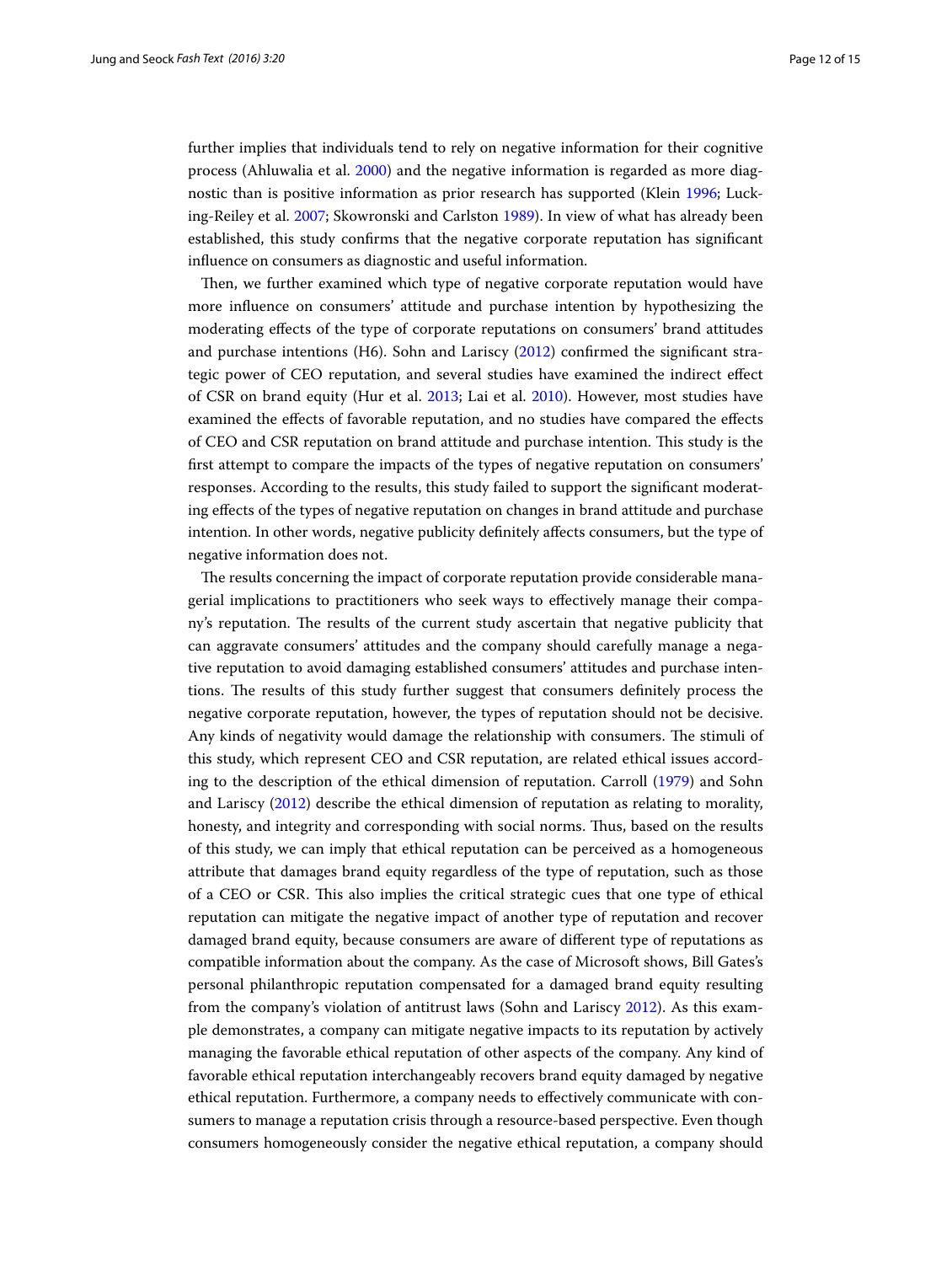further implies that individuals tend to rely on negative information for their cognitive process (Ahluwalia et al. 2000) and the negative information is regarded as more diagnostic than is positive information as prior research has supported (Klein 1996; Lucking-Reiley et al. 2007; Skowronski and Carlston 1989). In view of what has already been established, this study confirms that the negative corporate reputation has significant influence on consumers as diagnostic and useful information.

Then, we further examined which type of negative corporate reputation would have more influence on consumers' attitude and purchase intention by hypothesizing the moderating effects of the type of corporate reputations on consumers' brand attitudes and purchase intentions (H6). Sohn and Lariscy (2012) confirmed the significant strategic power of CEO reputation, and several studies have examined the indirect effect of CSR on brand equity (Hur et al. 2013; Lai et al. 2010). However, most studies have examined the effects of favorable reputation, and no studies have compared the effects of CEO and CSR reputation on brand attitude and purchase intention. This study is the first attempt to compare the impacts of the types of negative reputation on consumers' responses. According to the results, this study failed to support the significant moderating effects of the types of negative reputation on changes in brand attitude and purchase intention. In other words, negative publicity definitely affects consumers, but the type of negative information does not.

The results concerning the impact of corporate reputation provide considerable managerial implications to practitioners who seek ways to effectively manage their company's reputation. The results of the current study ascertain that negative publicity that can aggravate consumers' attitudes and the company should carefully manage a negative reputation to avoid damaging established consumers' attitudes and purchase intentions. The results of this study further suggest that consumers definitely process the negative corporate reputation, however, the types of reputation should not be decisive. Any kinds of negativity would damage the relationship with consumers. The stimuli of this study, which represent CEO and CSR reputation, are related ethical issues according to the description of the ethical dimension of reputation. Carroll (1979) and Sohn and Lariscy (2012) describe the ethical dimension of reputation as relating to morality, honesty, and integrity and corresponding with social norms. Thus, based on the results of this study, we can imply that ethical reputation can be perceived as a homogeneous attribute that damages brand equity regardless of the type of reputation, such as those of a CEO or CSR. This also implies the critical strategic cues that one type of ethical reputation can mitigate the negative impact of another type of reputation and recover damaged brand equity, because consumers are aware of different type of reputations as compatible information about the company. As the case of Microsoft shows, Bill Gates's personal philanthropic reputation compensated for a damaged brand equity resulting from the company's violation of antitrust laws (Sohn and Lariscy 2012). As this example demonstrates, a company can mitigate negative impacts to its reputation by actively managing the favorable ethical reputation of other aspects of the company. Any kind of favorable ethical reputation interchangeably recovers brand equity damaged by negative ethical reputation. Furthermore, a company needs to effectively communicate with consumers to manage a reputation crisis through a resource-based perspective. Even though consumers homogeneously consider the negative ethical reputation, a company should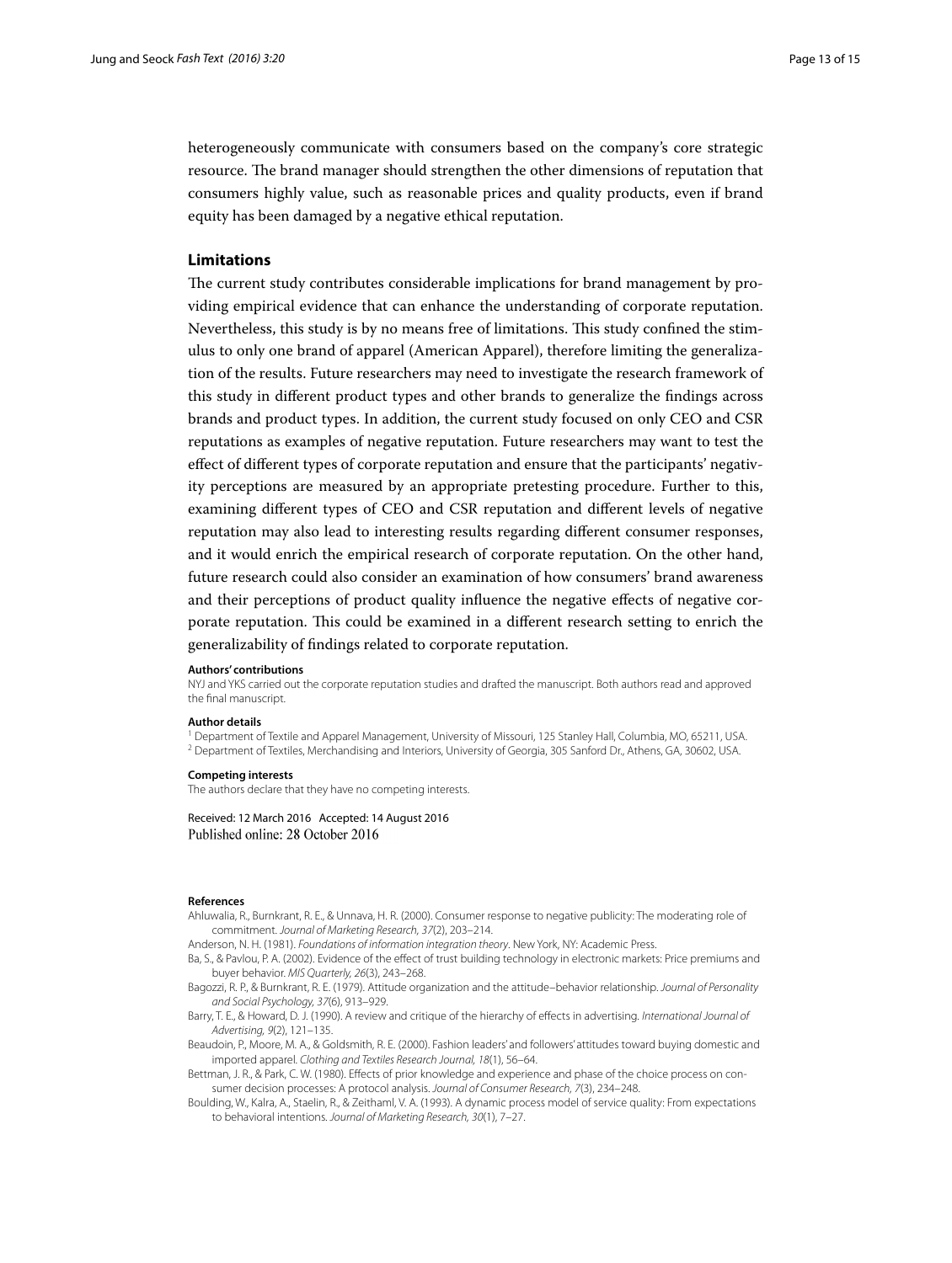heterogeneously communicate with consumers based on the company's core strategic resource. The brand manager should strengthen the other dimensions of reputation that consumers highly value, such as reasonable prices and quality products, even if brand equity has been damaged by a negative ethical reputation.

## Limitations

The current study contributes considerable implications for brand management by providing empirical evidence that can enhance the understanding of corporate reputation. Nevertheless, this study is by no means free of limitations. This study confined the stimulus to only one brand of apparel (American Apparel), therefore limiting the generalization of the results. Future researchers may need to investigate the research framework of this study in different product types and other brands to generalize the findings across brands and product types. In addition, the current study focused on only CEO and CSR reputations as examples of negative reputation. Future researchers may want to test the effect of different types of corporate reputation and ensure that the participants' negativity perceptions are measured by an appropriate pretesting procedure. Further to this, examining different types of CEO and CSR reputation and different levels of negative reputation may also lead to interesting results regarding different consumer responses, and it would enrich the empirical research of corporate reputation. On the other hand, future research could also consider an examination of how consumers' brand awareness and their perceptions of product quality influence the negative effects of negative corporate reputation. This could be examined in a different research setting to enrich the generalizability of findings related to corporate reputation.

**Authors' contributions**

NYJ and YKS carried out the corporate reputation studies and drafted the manuscript. Both authors read and approved the final manuscript.

**Author details**

[1] Department of Textile and Apparel Management, University of Missouri, 125 Stanley Hall, Columbia, MO, 65211, USA. [2] Department of Textiles, Merchandising and Interiors, University of Georgia, 305 Sanford Dr., Athens, GA, 30602, USA.

**Competing interests**

The authors declare that they have no competing interests.

Received: 12 March 2016 Accepted: 14 August 2016
Published online: 28 October 2016

**References**

Ahluwalia, R., Burnkrant, R. E., & Unnava, H. R. (2000). Consumer response to negative publicity: The moderating role of commitment. *Journal of Marketing Research, 37*(2), 203–214.

Anderson, N. H. (1981). *Foundations of information integration theory*. New York, NY: Academic Press.

Ba, S., & Pavlou, P. A. (2002). Evidence of the effect of trust building technology in electronic markets: Price premiums and buyer behavior. *MIS Quarterly, 26*(3), 243–268.

Bagozzi, R. P., & Burnkrant, R. E. (1979). Attitude organization and the attitude–behavior relationship. *Journal of Personality and Social Psychology, 37*(6), 913–929.

Barry, T. E., & Howard, D. J. (1990). A review and critique of the hierarchy of effects in advertising. *International Journal of Advertising, 9*(2), 121–135.

Beaudoin, P., Moore, M. A., & Goldsmith, R. E. (2000). Fashion leaders' and followers' attitudes toward buying domestic and imported apparel. *Clothing and Textiles Research Journal, 18*(1), 56–64.

Bettman, J. R., & Park, C. W. (1980). Effects of prior knowledge and experience and phase of the choice process on consumer decision processes: A protocol analysis. *Journal of Consumer Research, 7*(3), 234–248.

Boulding, W., Kalra, A., Staelin, R., & Zeithaml, V. A. (1993). A dynamic process model of service quality: From expectations to behavioral intentions. *Journal of Marketing Research, 30*(1), 7–27.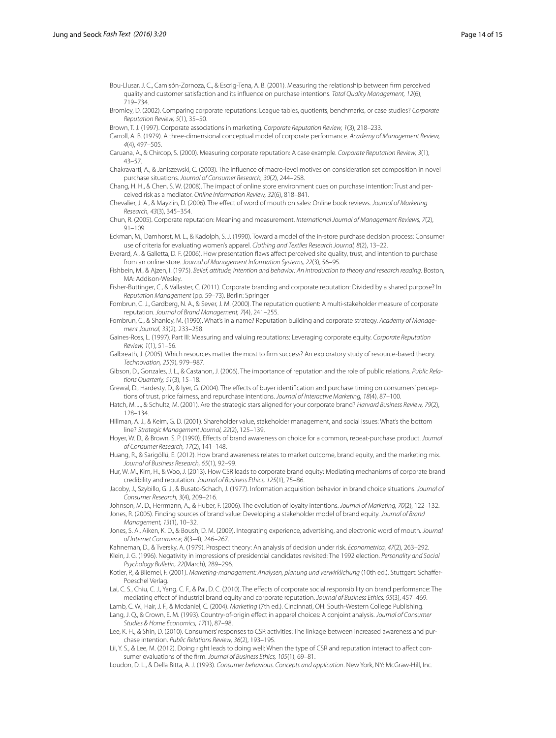Bou-Llusar, J. C., Camisón-Zornoza, C., & Escrig-Tena, A. B. (2001). Measuring the relationship between firm perceived quality and customer satisfaction and its influence on purchase intentions. *Total Quality Management, 12*(6), 719–734.

Bromley, D. (2002). Comparing corporate reputations: League tables, quotients, benchmarks, or case studies? *Corporate Reputation Review, 5*(1), 35–50.

Brown, T. J. (1997). Corporate associations in marketing. *Corporate Reputation Review, 1*(3), 218–233.

Carroll, A. B. (1979). A three-dimensional conceptual model of corporate performance. *Academy of Management Review, 4*(4), 497–505.

Caruana, A., & Chircop, S. (2000). Measuring corporate reputation: A case example. *Corporate Reputation Review, 3*(1), 43–57.

Chakravarti, A., & Janiszewski, C. (2003). The influence of macro-level motives on consideration set composition in novel purchase situations. *Journal of Consumer Research, 30*(2), 244–258.

Chang, H. H., & Chen, S. W. (2008). The impact of online store environment cues on purchase intention: Trust and perceived risk as a mediator. *Online Information Review, 32*(6), 818–841.

Chevalier, J. A., & Mayzlin, D. (2006). The effect of word of mouth on sales: Online book reviews. *Journal of Marketing Research, 43*(3), 345–354.

Chun, R. (2005). Corporate reputation: Meaning and measurement. *International Journal of Management Reviews, 7*(2), 91–109.

Eckman, M., Damhorst, M. L., & Kadolph, S. J. (1990). Toward a model of the in-store purchase decision process: Consumer use of criteria for evaluating women's apparel. *Clothing and Textiles Research Journal, 8*(2), 13–22.

Everard, A., & Galletta, D. F. (2006). How presentation flaws affect perceived site quality, trust, and intention to purchase from an online store. *Journal of Management Information Systems, 22*(3), 56–95.

Fishbein, M., & Ajzen, I. (1975). *Belief, attitude, intention and behavior: An introduction to theory and research reading*. Boston, MA: Addison-Wesley.

Fisher-Buttinger, C., & Vallaster, C. (2011). Corporate branding and corporate reputation: Divided by a shared purpose? In *Reputation Management* (pp. 59–73). Berlin: Springer

Fombrun, C. J., Gardberg, N. A., & Sever, J. M. (2000). The reputation quotient: A multi-stakeholder measure of corporate reputation. *Journal of Brand Management, 7*(4), 241–255.

Fombrun, C., & Shanley, M. (1990). What's in a name? Reputation building and corporate strategy. *Academy of Management Journal, 33*(2), 233–258.

Gaines-Ross, L. (1997). Part III: Measuring and valuing reputations: Leveraging corporate equity. *Corporate Reputation Review, 1*(1), 51–56.

Galbreath, J. (2005). Which resources matter the most to firm success? An exploratory study of resource-based theory. *Technovation, 25*(9), 979–987.

Gibson, D., Gonzales, J. L., & Castanon, J. (2006). The importance of reputation and the role of public relations. *Public Relations Quarterly, 51*(3), 15–18.

Grewal, D., Hardesty, D., & Iyer, G. (2004). The effects of buyer identification and purchase timing on consumers' perceptions of trust, price fairness, and repurchase intentions. *Journal of Interactive Marketing, 18*(4), 87–100.

Hatch, M. J., & Schultz, M. (2001). Are the strategic stars aligned for your corporate brand? *Harvard Business Review, 79*(2), 128–134.

Hillman, A. J., & Keim, G. D. (2001). Shareholder value, stakeholder management, and social issues: What's the bottom line? *Strategic Management Journal, 22*(2), 125–139.

Hoyer, W. D., & Brown, S. P. (1990). Effects of brand awareness on choice for a common, repeat-purchase product. *Journal of Consumer Research, 17*(2), 141–148.

Huang, R., & Sarigöllü, E. (2012). How brand awareness relates to market outcome, brand equity, and the marketing mix. *Journal of Business Research, 65*(1), 92–99.

Hur, W. M., Kim, H., & Woo, J. (2013). How CSR leads to corporate brand equity: Mediating mechanisms of corporate brand credibility and reputation. *Journal of Business Ethics, 125*(1), 75–86.

Jacoby, J., Szybillo, G. J., & Busato-Schach, J. (1977). Information acquisition behavior in brand choice situations. *Journal of Consumer Research, 3*(4), 209–216.

Johnson, M. D., Herrmann, A., & Huber, F. (2006). The evolution of loyalty intentions. *Journal of Marketing, 70*(2), 122–132.

Jones, R. (2005). Finding sources of brand value: Developing a stakeholder model of brand equity. *Journal of Brand Management, 13*(1), 10–32.

Jones, S. A., Aiken, K. D., & Boush, D. M. (2009). Integrating experience, advertising, and electronic word of mouth. *Journal of Internet Commerce, 8*(3–4), 246–267.

Kahneman, D., & Tversky, A. (1979). Prospect theory: An analysis of decision under risk. *Econometrica, 47*(2), 263–292.

Klein, J. G. (1996). Negativity in impressions of presidential candidates revisited: The 1992 election. *Personality and Social Psychology Bulletin, 22*(March), 289–296.

Kotler, P., & Bliemel, F. (2001). *Marketing-management: Analysen, planung und verwirklichung* (10th ed.). Stuttgart: Schaffer-Poeschel Verlag.

Lai, C. S., Chiu, C. J., Yang, C. F., & Pai, D. C. (2010). The effects of corporate social responsibility on brand performance: The mediating effect of industrial brand equity and corporate reputation. *Journal of Business Ethics, 95*(3), 457–469.

Lamb, C. W., Hair, J. F., & Mcdaniel, C. (2004). *Marketing* (7th ed.). Cincinnati, OH: South-Western College Publishing.

Lang, J. Q., & Crown, E. M. (1993). Country-of-origin effect in apparel choices: A conjoint analysis. *Journal of Consumer Studies & Home Economics, 17*(1), 87–98.

Lee, K. H., & Shin, D. (2010). Consumers' responses to CSR activities: The linkage between increased awareness and purchase intention. *Public Relations Review, 36*(2), 193–195.

Lii, Y. S., & Lee, M. (2012). Doing right leads to doing well: When the type of CSR and reputation interact to affect consumer evaluations of the firm. *Journal of Business Ethics, 105*(1), 69–81.

Loudon, D. L., & Della Bitta, A. J. (1993). *Consumer behavious. Concepts and application*. New York, NY: McGraw-Hill, Inc.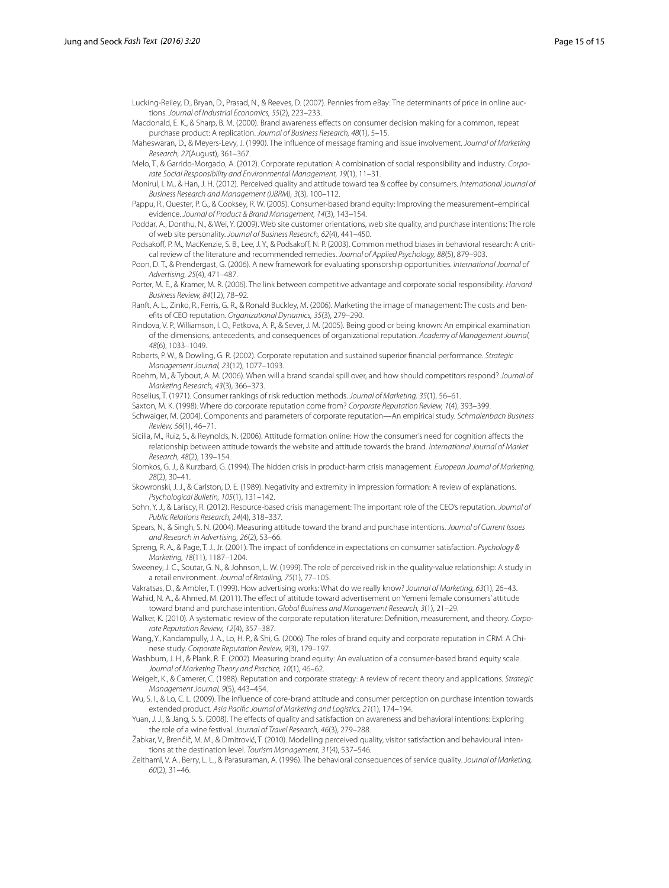Lucking-Reiley, D., Bryan, D., Prasad, N., & Reeves, D. (2007). Pennies from eBay: The determinants of price in online auctions. *Journal of Industrial Economics, 55*(2), 223–233.

Macdonald, E. K., & Sharp, B. M. (2000). Brand awareness effects on consumer decision making for a common, repeat purchase product: A replication. *Journal of Business Research, 48*(1), 5–15.

Maheswaran, D., & Meyers-Levy, J. (1990). The influence of message framing and issue involvement. *Journal of Marketing Research, 27*(August), 361–367.

Melo, T., & Garrido-Morgado, A. (2012). Corporate reputation: A combination of social responsibility and industry. *Corporate Social Responsibility and Environmental Management, 19*(1), 11–31.

Monirul, I. M., & Han, J. H. (2012). Perceived quality and attitude toward tea & coffee by consumers. *International Journal of Business Research and Management (IJBRM), 3*(3), 100–112.

Pappu, R., Quester, P. G., & Cooksey, R. W. (2005). Consumer-based brand equity: Improving the measurement–empirical evidence. *Journal of Product & Brand Management, 14*(3), 143–154.

Poddar, A., Donthu, N., & Wei, Y. (2009). Web site customer orientations, web site quality, and purchase intentions: The role of web site personality. *Journal of Business Research, 62*(4), 441–450.

Podsakoff, P. M., MacKenzie, S. B., Lee, J. Y., & Podsakoff, N. P. (2003). Common method biases in behavioral research: A critical review of the literature and recommended remedies. *Journal of Applied Psychology, 88*(5), 879–903.

Poon, D. T., & Prendergast, G. (2006). A new framework for evaluating sponsorship opportunities. *International Journal of Advertising, 25*(4), 471–487.

Porter, M. E., & Kramer, M. R. (2006). The link between competitive advantage and corporate social responsibility. *Harvard Business Review, 84*(12), 78–92.

Ranft, A. L., Zinko, R., Ferris, G. R., & Ronald Buckley, M. (2006). Marketing the image of management: The costs and benefits of CEO reputation. *Organizational Dynamics, 35*(3), 279–290.

Rindova, V. P., Williamson, I. O., Petkova, A. P., & Sever, J. M. (2005). Being good or being known: An empirical examination of the dimensions, antecedents, and consequences of organizational reputation. *Academy of Management Journal, 48*(6), 1033–1049.

Roberts, P. W., & Dowling, G. R. (2002). Corporate reputation and sustained superior financial performance. *Strategic Management Journal, 23*(12), 1077–1093.

Roehm, M., & Tybout, A. M. (2006). When will a brand scandal spill over, and how should competitors respond? *Journal of Marketing Research, 43*(3), 366–373.

Roselius, T. (1971). Consumer rankings of risk reduction methods. *Journal of Marketing, 35*(1), 56–61.

Saxton, M. K. (1998). Where do corporate reputation come from? *Corporate Reputation Review, 1*(4), 393–399.

Schwaiger, M. (2004). Components and parameters of corporate reputation—An empirical study. *Schmalenbach Business Review, 56*(1), 46–71.

Sicilia, M., Ruiz, S., & Reynolds, N. (2006). Attitude formation online: How the consumer's need for cognition affects the relationship between attitude towards the website and attitude towards the brand. *International Journal of Market Research, 48*(2), 139–154.

Siomkos, G. J., & Kurzbard, G. (1994). The hidden crisis in product-harm crisis management. *European Journal of Marketing, 28*(2), 30–41.

Skowronski, J. J., & Carlston, D. E. (1989). Negativity and extremity in impression formation: A review of explanations. *Psychological Bulletin, 105*(1), 131–142.

Sohn, Y. J., & Lariscy, R. (2012). Resource-based crisis management: The important role of the CEO's reputation. *Journal of Public Relations Research, 24*(4), 318–337.

Spears, N., & Singh, S. N. (2004). Measuring attitude toward the brand and purchase intentions. *Journal of Current Issues and Research in Advertising, 26*(2), 53–66.

Spreng, R. A., & Page, T. J., Jr. (2001). The impact of confidence in expectations on consumer satisfaction. *Psychology & Marketing, 18*(11), 1187–1204.

Sweeney, J. C., Soutar, G. N., & Johnson, L. W. (1999). The role of perceived risk in the quality-value relationship: A study in a retail environment. *Journal of Retailing, 75*(1), 77–105.

Vakratsas, D., & Ambler, T. (1999). How advertising works: What do we really know? *Journal of Marketing, 63*(1), 26–43.

Wahid, N. A., & Ahmed, M. (2011). The effect of attitude toward advertisement on Yemeni female consumers' attitude toward brand and purchase intention. *Global Business and Management Research, 3*(1), 21–29.

Walker, K. (2010). A systematic review of the corporate reputation literature: Definition, measurement, and theory. *Corporate Reputation Review, 12*(4), 357–387.

Wang, Y., Kandampully, J. A., Lo, H. P., & Shi, G. (2006). The roles of brand equity and corporate reputation in CRM: A Chinese study. *Corporate Reputation Review, 9*(3), 179–197.

Washburn, J. H., & Plank, R. E. (2002). Measuring brand equity: An evaluation of a consumer-based brand equity scale. *Journal of Marketing Theory and Practice, 10*(1), 46–62.

Weigelt, K., & Camerer, C. (1988). Reputation and corporate strategy: A review of recent theory and applications. *Strategic Management Journal, 9*(5), 443–454.

Wu, S. I., & Lo, C. L. (2009). The influence of core-brand attitude and consumer perception on purchase intention towards extended product. *Asia Pacific Journal of Marketing and Logistics, 21*(1), 174–194.

Yuan, J. J., & Jang, S. S. (2008). The effects of quality and satisfaction on awareness and behavioral intentions: Exploring the role of a wine festival. *Journal of Travel Research, 46*(3), 279–288.

Žabkar, V., Brenčič, M. M., & Dmitrović, T. (2010). Modelling perceived quality, visitor satisfaction and behavioural intentions at the destination level. *Tourism Management, 31*(4), 537–546.

Zeithaml, V. A., Berry, L. L., & Parasuraman, A. (1996). The behavioral consequences of service quality. *Journal of Marketing, 60*(2), 31–46.